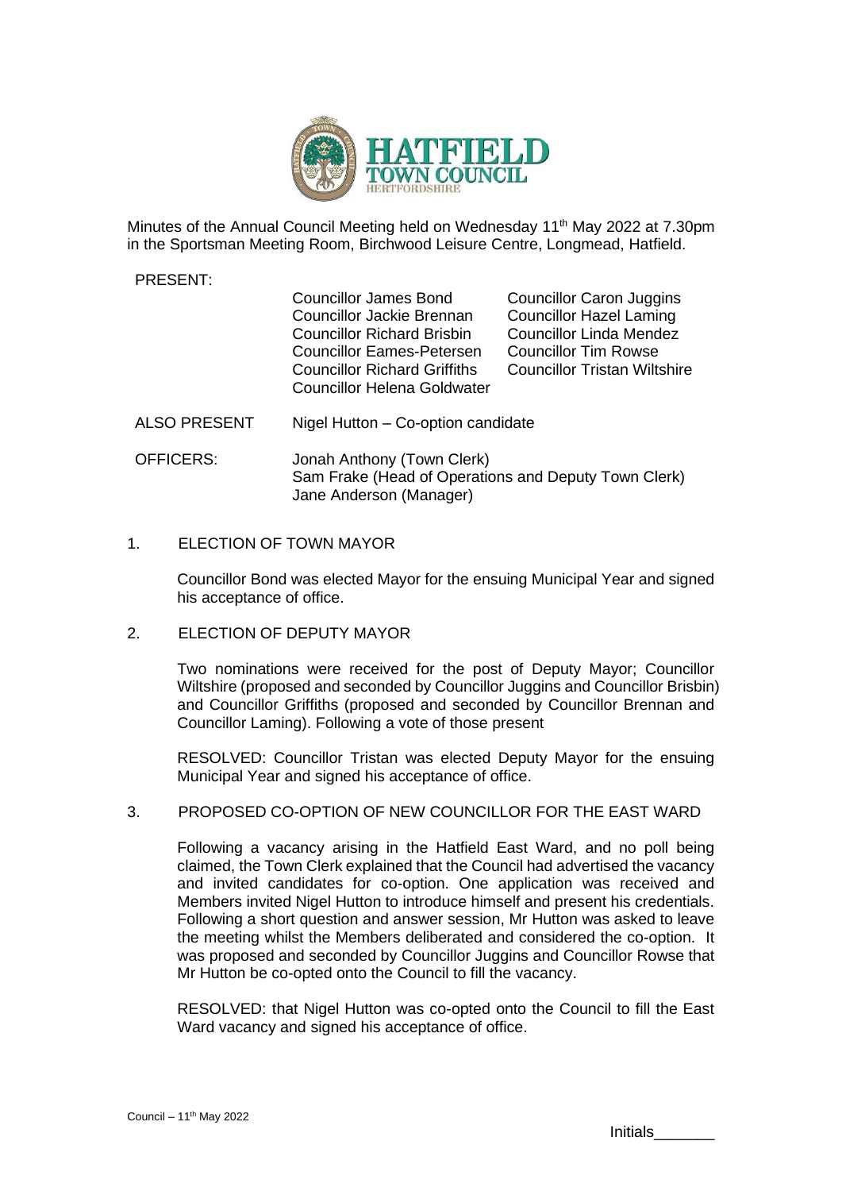Minutes of the Annual Council Meeting held on Wednesday 11th May 2022 at 7.30pm in the Sportsman Meeting Room, Birchwood Leisure Centre, Longmead, Hatfield.

PRESENT:

| | |
|---|---|
| Councillor James Bond | Councillor Caron Juggins |
| Councillor Jackie Brennan | Councillor Hazel Laming |
| Councillor Richard Brisbin | Councillor Linda Mendez |
| Councillor Eames-Petersen | Councillor Tim Rowse |
| Councillor Richard Griffiths | Councillor Tristan Wiltshire |
| Councillor Helena Goldwater | |

ALSO PRESENT: Nigel Hutton – Co-option candidate

OFFICERS: Jonah Anthony (Town Clerk)
Sam Frake (Head of Operations and Deputy Town Clerk)
Jane Anderson (Manager)

## 1. ELECTION OF TOWN MAYOR

Councillor Bond was elected Mayor for the ensuing Municipal Year and signed his acceptance of office.

## 2. ELECTION OF DEPUTY MAYOR

Two nominations were received for the post of Deputy Mayor; Councillor Wiltshire (proposed and seconded by Councillor Juggins and Councillor Brisbin) and Councillor Griffiths (proposed and seconded by Councillor Brennan and Councillor Laming). Following a vote of those present

RESOLVED: Councillor Tristan was elected Deputy Mayor for the ensuing Municipal Year and signed his acceptance of office.

## 3. PROPOSED CO-OPTION OF NEW COUNCILLOR FOR THE EAST WARD

Following a vacancy arising in the Hatfield East Ward, and no poll being claimed, the Town Clerk explained that the Council had advertised the vacancy and invited candidates for co-option. One application was received and Members invited Nigel Hutton to introduce himself and present his credentials. Following a short question and answer session, Mr Hutton was asked to leave the meeting whilst the Members deliberated and considered the co-option. It was proposed and seconded by Councillor Juggins and Councillor Rowse that Mr Hutton be co-opted onto the Council to fill the vacancy.

RESOLVED: that Nigel Hutton was co-opted onto the Council to fill the East Ward vacancy and signed his acceptance of office.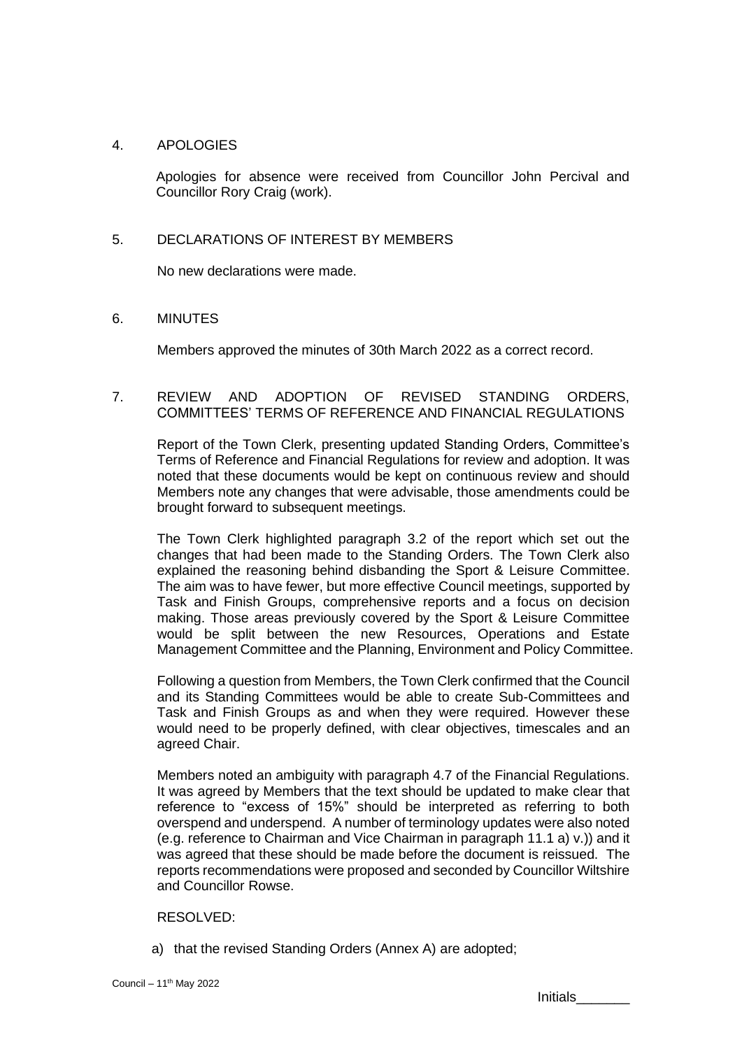## 4. APOLOGIES

Apologies for absence were received from Councillor John Percival and Councillor Rory Craig (work).

## 5. DECLARATIONS OF INTEREST BY MEMBERS

No new declarations were made.

## 6. MINUTES

Members approved the minutes of 30th March 2022 as a correct record.

## 7. REVIEW AND ADOPTION OF REVISED STANDING ORDERS, COMMITTEES' TERMS OF REFERENCE AND FINANCIAL REGULATIONS

Report of the Town Clerk, presenting updated Standing Orders, Committee's Terms of Reference and Financial Regulations for review and adoption. It was noted that these documents would be kept on continuous review and should Members note any changes that were advisable, those amendments could be brought forward to subsequent meetings.

The Town Clerk highlighted paragraph 3.2 of the report which set out the changes that had been made to the Standing Orders. The Town Clerk also explained the reasoning behind disbanding the Sport & Leisure Committee. The aim was to have fewer, but more effective Council meetings, supported by Task and Finish Groups, comprehensive reports and a focus on decision making. Those areas previously covered by the Sport & Leisure Committee would be split between the new Resources, Operations and Estate Management Committee and the Planning, Environment and Policy Committee.

Following a question from Members, the Town Clerk confirmed that the Council and its Standing Committees would be able to create Sub-Committees and Task and Finish Groups as and when they were required. However these would need to be properly defined, with clear objectives, timescales and an agreed Chair.

Members noted an ambiguity with paragraph 4.7 of the Financial Regulations. It was agreed by Members that the text should be updated to make clear that reference to "excess of 15%" should be interpreted as referring to both overspend and underspend. A number of terminology updates were also noted (e.g. reference to Chairman and Vice Chairman in paragraph 11.1 a) v.)) and it was agreed that these should be made before the document is reissued. The reports recommendations were proposed and seconded by Councillor Wiltshire and Councillor Rowse.

RESOLVED:

a) that the revised Standing Orders (Annex A) are adopted;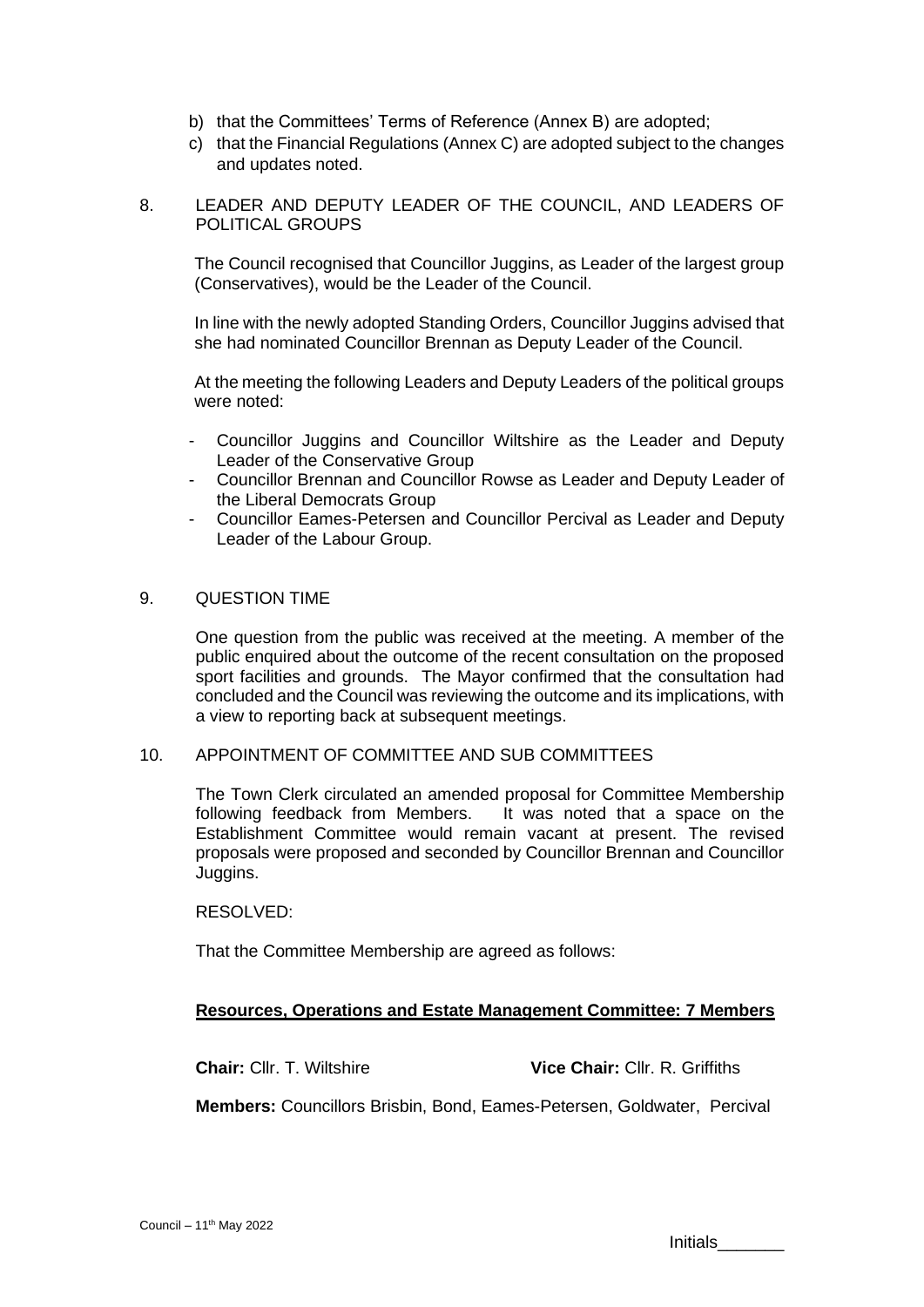b) that the Committees' Terms of Reference (Annex B) are adopted;
c) that the Financial Regulations (Annex C) are adopted subject to the changes and updates noted.

## 8. LEADER AND DEPUTY LEADER OF THE COUNCIL, AND LEADERS OF POLITICAL GROUPS

The Council recognised that Councillor Juggins, as Leader of the largest group (Conservatives), would be the Leader of the Council.

In line with the newly adopted Standing Orders, Councillor Juggins advised that she had nominated Councillor Brennan as Deputy Leader of the Council.

At the meeting the following Leaders and Deputy Leaders of the political groups were noted:

- Councillor Juggins and Councillor Wiltshire as the Leader and Deputy Leader of the Conservative Group
- Councillor Brennan and Councillor Rowse as Leader and Deputy Leader of the Liberal Democrats Group
- Councillor Eames-Petersen and Councillor Percival as Leader and Deputy Leader of the Labour Group.

## 9. QUESTION TIME

One question from the public was received at the meeting. A member of the public enquired about the outcome of the recent consultation on the proposed sport facilities and grounds. The Mayor confirmed that the consultation had concluded and the Council was reviewing the outcome and its implications, with a view to reporting back at subsequent meetings.

## 10. APPOINTMENT OF COMMITTEE AND SUB COMMITTEES

The Town Clerk circulated an amended proposal for Committee Membership following feedback from Members. It was noted that a space on the Establishment Committee would remain vacant at present. The revised proposals were proposed and seconded by Councillor Brennan and Councillor Juggins.

RESOLVED:

That the Committee Membership are agreed as follows:

**Resources, Operations and Estate Management Committee: 7 Members**

**Chair:** Cllr. T. Wiltshire **Vice Chair:** Cllr. R. Griffiths

**Members:** Councillors Brisbin, Bond, Eames-Petersen, Goldwater, Percival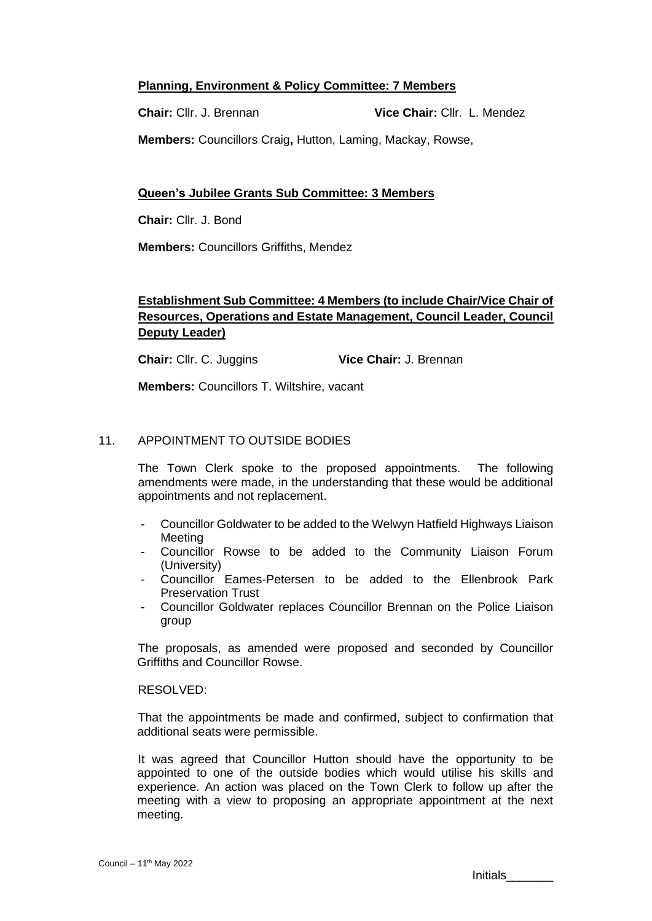**Planning, Environment & Policy Committee: 7 Members**

**Chair:** Cllr. J. Brennan **Vice Chair:** Cllr. L. Mendez

**Members:** Councillors Craig**,** Hutton, Laming, Mackay, Rowse,

**Queen's Jubilee Grants Sub Committee: 3 Members**

**Chair:** Cllr. J. Bond

**Members:** Councillors Griffiths, Mendez

**Establishment Sub Committee: 4 Members (to include Chair/Vice Chair of Resources, Operations and Estate Management, Council Leader, Council Deputy Leader)**

**Chair:** Cllr. C. Juggins **Vice Chair:** J. Brennan

**Members:** Councillors T. Wiltshire, vacant

11. APPOINTMENT TO OUTSIDE BODIES

The Town Clerk spoke to the proposed appointments. The following amendments were made, in the understanding that these would be additional appointments and not replacement.

- Councillor Goldwater to be added to the Welwyn Hatfield Highways Liaison Meeting
- Councillor Rowse to be added to the Community Liaison Forum (University)
- Councillor Eames-Petersen to be added to the Ellenbrook Park Preservation Trust
- Councillor Goldwater replaces Councillor Brennan on the Police Liaison group

The proposals, as amended were proposed and seconded by Councillor Griffiths and Councillor Rowse.

RESOLVED:

That the appointments be made and confirmed, subject to confirmation that additional seats were permissible.

It was agreed that Councillor Hutton should have the opportunity to be appointed to one of the outside bodies which would utilise his skills and experience. An action was placed on the Town Clerk to follow up after the meeting with a view to proposing an appropriate appointment at the next meeting.

Initials_______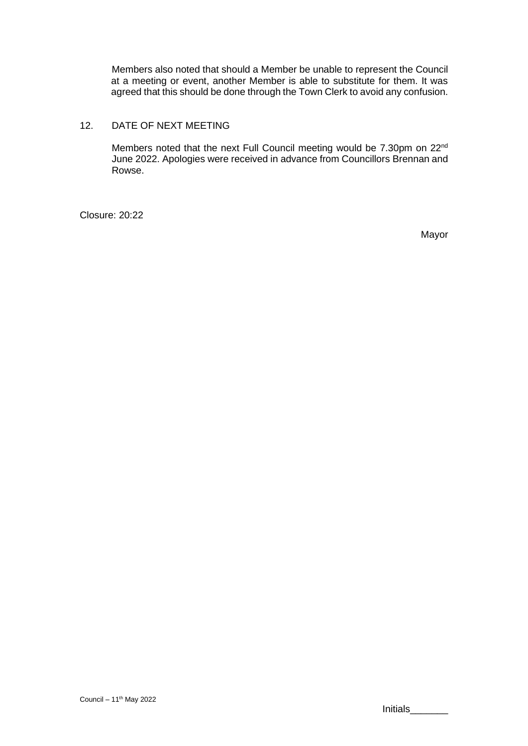Members also noted that should a Member be unable to represent the Council at a meeting or event, another Member is able to substitute for them. It was agreed that this should be done through the Town Clerk to avoid any confusion.

## 12. DATE OF NEXT MEETING

Members noted that the next Full Council meeting would be 7.30pm on 22nd June 2022. Apologies were received in advance from Councillors Brennan and Rowse.

Closure: 20:22

Mayor

Initials_______